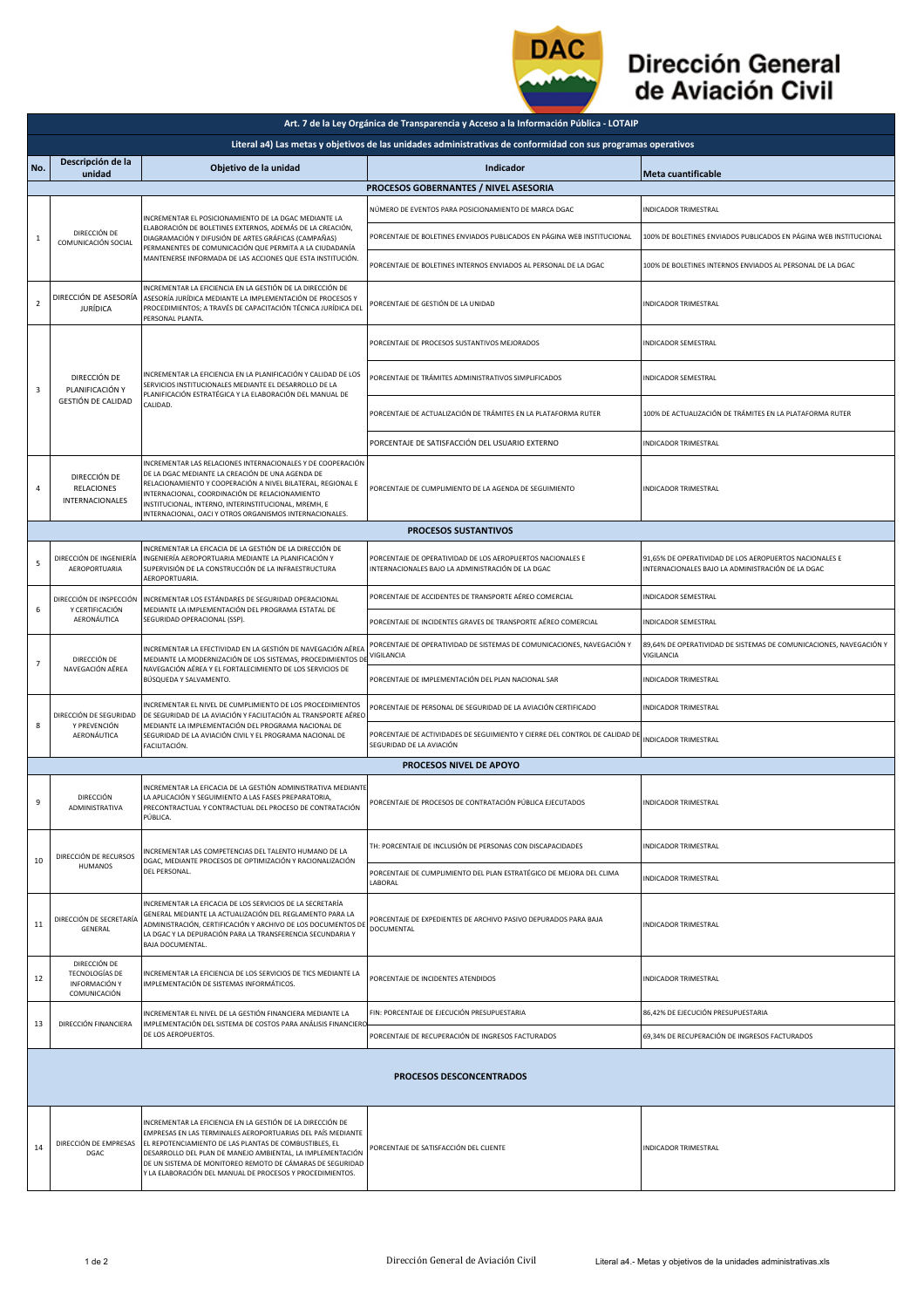# Dirección General de Aviación Civil

| Art. 7 de la Ley Orgánica de Transparencia y Acceso a la Información Pública - LOTAIP | | | | |
|---|---|---|---|---|
| **Literal a4) Las metas y objetivos de las unidades administrativas de conformidad con sus programas operativos** | | | | |
| **No.** | **Descripción de la unidad** | **Objetivo de la unidad** | **Indicador** | **Meta cuantificable** |
| **PROCESOS GOBERNANTES / NIVEL ASESORIA** | | | | |
| 1 | DIRECCIÓN DE COMUNICACIÓN SOCIAL | INCREMENTAR EL POSICIONAMIENTO DE LA DGAC MEDIANTE LA ELABORACIÓN DE BOLETINES EXTERNOS, ADEMÁS DE LA CREACIÓN, DIAGRAMACIÓN Y DIFUSIÓN DE ARTES GRÁFICAS (CAMPAÑAS) PERMANENTES DE COMUNICACIÓN QUE PERMITA A LA CIUDADANÍA MANTENERSE INFORMADA DE LAS ACCIONES QUE ESTA INSTITUCIÓN. | NÚMERO DE EVENTOS PARA POSICIONAMIENTO DE MARCA DGAC | INDICADOR TRIMESTRAL |
| | | | PORCENTAJE DE BOLETINES ENVIADOS PUBLICADOS EN PÁGINA WEB INSTITUCIONAL | 100% DE BOLETINES ENVIADOS PUBLICADOS EN PÁGINA WEB INSTITUCIONAL |
| | | | PORCENTAJE DE BOLETINES INTERNOS ENVIADOS AL PERSONAL DE LA DGAC | 100% DE BOLETINES INTERNOS ENVIADOS AL PERSONAL DE LA DGAC |
| 2 | DIRECCIÓN DE ASESORÍA JURÍDICA | INCREMENTAR LA EFICIENCIA EN LA GESTIÓN DE LA DIRECCIÓN DE ASESORÍA JURÍDICA MEDIANTE LA IMPLEMENTACIÓN DE PROCESOS Y PROCEDIMIENTOS; A TRAVÉS DE CAPACITACIÓN TÉCNICA JURÍDICA DEL PERSONAL PLANTA. | PORCENTAJE DE GESTIÓN DE LA UNIDAD | INDICADOR TRIMESTRAL |
| 3 | DIRECCIÓN DE PLANIFICACIÓN Y GESTIÓN DE CALIDAD | INCREMENTAR LA EFICIENCIA EN LA PLANIFICACIÓN Y CALIDAD DE LOS SERVICIOS INSTITUCIONALES MEDIANTE EL DESARROLLO DE LA PLANIFICACIÓN ESTRATÉGICA Y LA ELABORACIÓN DEL MANUAL DE CALIDAD. | PORCENTAJE DE PROCESOS SUSTANTIVOS MEJORADOS | INDICADOR SEMESTRAL |
| | | | PORCENTAJE DE TRÁMITES ADMINISTRATIVOS SIMPLIFICADOS | INDICADOR SEMESTRAL |
| | | | PORCENTAJE DE ACTUALIZACIÓN DE TRÁMITES EN LA PLATAFORMA RUTER | 100% DE ACTUALIZACIÓN DE TRÁMITES EN LA PLATAFORMA RUTER |
| | | | PORCENTAJE DE SATISFACCIÓN DEL USUARIO EXTERNO | INDICADOR TRIMESTRAL |
| 4 | DIRECCIÓN DE RELACIONES INTERNACIONALES | INCREMENTAR LAS RELACIONES INTERNACIONALES Y DE COOPERACIÓN DE LA DGAC MEDIANTE LA CREACIÓN DE UNA AGENDA DE RELACIONAMIENTO Y COOPERACIÓN A NIVEL BILATERAL, REGIONAL E INTERNACIONAL, COORDINACIÓN DE RELACIONAMIENTO INSTITUCIONAL, INTERNO, INTERINSTITUCIONAL, MREMH, E INTERNACIONAL, OACI Y OTROS ORGANISMOS INTERNACIONALES. | PORCENTAJE DE CUMPLIMIENTO DE LA AGENDA DE SEGUIMIENTO | INDICADOR TRIMESTRAL |
| **PROCESOS SUSTANTIVOS** | | | | |
| 5 | DIRECCIÓN DE INGENIERÍA AEROPORTUARIA | INCREMENTAR LA EFICACIA DE LA GESTIÓN DE LA DIRECCIÓN DE INGENIERÍA AEROPORTUARIA MEDIANTE LA PLANIFICACIÓN Y SUPERVISIÓN DE LA CONSTRUCCIÓN DE LA INFRAESTRUCTURA AEROPORTUARIA. | PORCENTAJE DE OPERATIVIDAD DE LOS AEROPUERTOS NACIONALES E INTERNACIONALES BAJO LA ADMINISTRACIÓN DE LA DGAC | 91,65% DE OPERATIVIDAD DE LOS AEROPUERTOS NACIONALES E INTERNACIONALES BAJO LA ADMINISTRACIÓN DE LA DGAC |
| 6 | DIRECCIÓN DE INSPECCIÓN Y CERTIFICACIÓN AERONÁUTICA | INCREMENTAR LOS ESTÁNDARES DE SEGURIDAD OPERACIONAL MEDIANTE LA IMPLEMENTACIÓN DEL PROGRAMA ESTATAL DE SEGURIDAD OPERACIONAL (SSP). | PORCENTAJE DE ACCIDENTES DE TRANSPORTE AÉREO COMERCIAL | INDICADOR SEMESTRAL |
| | | | PORCENTAJE DE INCIDENTES GRAVES DE TRANSPORTE AÉREO COMERCIAL | INDICADOR SEMESTRAL |
| 7 | DIRECCIÓN DE NAVEGACIÓN AÉREA | INCREMENTAR LA EFECTIVIDAD EN LA GESTIÓN DE NAVEGACIÓN AÉREA MEDIANTE LA MODERNIZACIÓN DE LOS SISTEMAS, PROCEDIMIENTOS DE NAVEGACIÓN AÉREA Y EL FORTALECIMIENTO DE LOS SERVICIOS DE BÚSQUEDA Y SALVAMENTO. | PORCENTAJE DE OPERATIVIDAD DE SISTEMAS DE COMUNICACIONES, NAVEGACIÓN Y VIGILANCIA | 89,64% DE OPERATIVIDAD DE SISTEMAS DE COMUNICACIONES, NAVEGACIÓN Y VIGILANCIA |
| | | | PORCENTAJE DE IMPLEMENTACIÓN DEL PLAN NACIONAL SAR | INDICADOR TRIMESTRAL |
| 8 | DIRECCIÓN DE SEGURIDAD Y PREVENCIÓN AERONÁUTICA | INCREMENTAR EL NIVEL DE CUMPLIMIENTO DE LOS PROCEDIMIENTOS DE SEGURIDAD DE LA AVIACIÓN Y FACILITACIÓN AL TRANSPORTE AÉREO MEDIANTE LA IMPLEMENTACIÓN DEL PROGRAMA NACIONAL DE SEGURIDAD DE LA AVIACIÓN CIVIL Y EL PROGRAMA NACIONAL DE FACILITACIÓN. | PORCENTAJE DE PERSONAL DE SEGURIDAD DE LA AVIACIÓN CERTIFICADO | INDICADOR TRIMESTRAL |
| | | | PORCENTAJE DE ACTIVIDADES DE SEGUIMIENTO Y CIERRE DEL CONTROL DE CALIDAD DE SEGURIDAD DE LA AVIACIÓN | INDICADOR TRIMESTRAL |
| **PROCESOS NIVEL DE APOYO** | | | | |
| 9 | DIRECCIÓN ADMINISTRATIVA | INCREMENTAR LA EFICACIA DE LA GESTIÓN ADMINISTRATIVA MEDIANTE LA APLICACIÓN Y SEGUIMIENTO A LAS FASES PREPARATORIA, PRECONTRACTUAL Y CONTRACTUAL DEL PROCESO DE CONTRATACIÓN PÚBLICA. | PORCENTAJE DE PROCESOS DE CONTRATACIÓN PÚBLICA EJECUTADOS | INDICADOR TRIMESTRAL |
| 10 | DIRECCIÓN DE RECURSOS HUMANOS | INCREMENTAR LAS COMPETENCIAS DEL TALENTO HUMANO DE LA DGAC, MEDIANTE PROCESOS DE OPTIMIZACIÓN Y RACIONALIZACIÓN DEL PERSONAL. | TH: PORCENTAJE DE INCLUSIÓN DE PERSONAS CON DISCAPACIDADES | INDICADOR TRIMESTRAL |
| | | | PORCENTAJE DE CUMPLIMIENTO DEL PLAN ESTRATÉGICO DE MEJORA DEL CLIMA LABORAL | INDICADOR TRIMESTRAL |
| 11 | DIRECCIÓN DE SECRETARÍA GENERAL | INCREMENTAR LA EFICACIA DE LOS SERVICIOS DE LA SECRETARÍA GENERAL MEDIANTE LA ACTUALIZACIÓN DEL REGLAMENTO PARA LA ADMINISTRACIÓN, CERTIFICACIÓN Y ARCHIVO DE LOS DOCUMENTOS DE LA DGAC Y LA DEPURACIÓN PARA LA TRANSFERENCIA SECUNDARIA Y BAJA DOCUMENTAL. | PORCENTAJE DE EXPEDIENTES DE ARCHIVO PASIVO DEPURADOS PARA BAJA DOCUMENTAL | INDICADOR TRIMESTRAL |
| 12 | DIRECCIÓN DE TECNOLOGÍAS DE INFORMACIÓN Y COMUNICACIÓN | INCREMENTAR LA EFICIENCIA DE LOS SERVICIOS DE TICS MEDIANTE LA IMPLEMENTACIÓN DE SISTEMAS INFORMÁTICOS. | PORCENTAJE DE INCIDENTES ATENDIDOS | INDICADOR TRIMESTRAL |
| 13 | DIRECCIÓN FINANCIERA | INCREMENTAR EL NIVEL DE LA GESTIÓN FINANCIERA MEDIANTE LA IMPLEMENTACIÓN DEL SISTEMA DE COSTOS PARA ANÁLISIS FINANCIERO DE LOS AEROPUERTOS. | FIN: PORCENTAJE DE EJECUCIÓN PRESUPUESTARIA | 86,42% DE EJECUCIÓN PRESUPUESTARIA |
| | | | PORCENTAJE DE RECUPERACIÓN DE INGRESOS FACTURADOS | 69,34% DE RECUPERACIÓN DE INGRESOS FACTURADOS |
| **PROCESOS DESCONCENTRADOS** | | | | |
| 14 | DIRECCIÓN DE EMPRESAS DGAC | INCREMENTAR LA EFICIENCIA EN LA GESTIÓN DE LA DIRECCIÓN DE EMPRESAS EN LAS TERMINALES AEROPORTUARIAS DEL PAÍS MEDIANTE EL REPOTENCIAMIENTO DE LAS PLANTAS DE COMBUSTIBLES, EL DESARROLLO DEL PLAN DE MANEJO AMBIENTAL, LA IMPLEMENTACIÓN DE UN SISTEMA DE MONITOREO REMOTO DE CÁMARAS DE SEGURIDAD Y LA ELABORACIÓN DEL MANUAL DE PROCESOS Y PROCEDIMIENTOS. | PORCENTAJE DE SATISFACCIÓN DEL CLIENTE | INDICADOR TRIMESTRAL |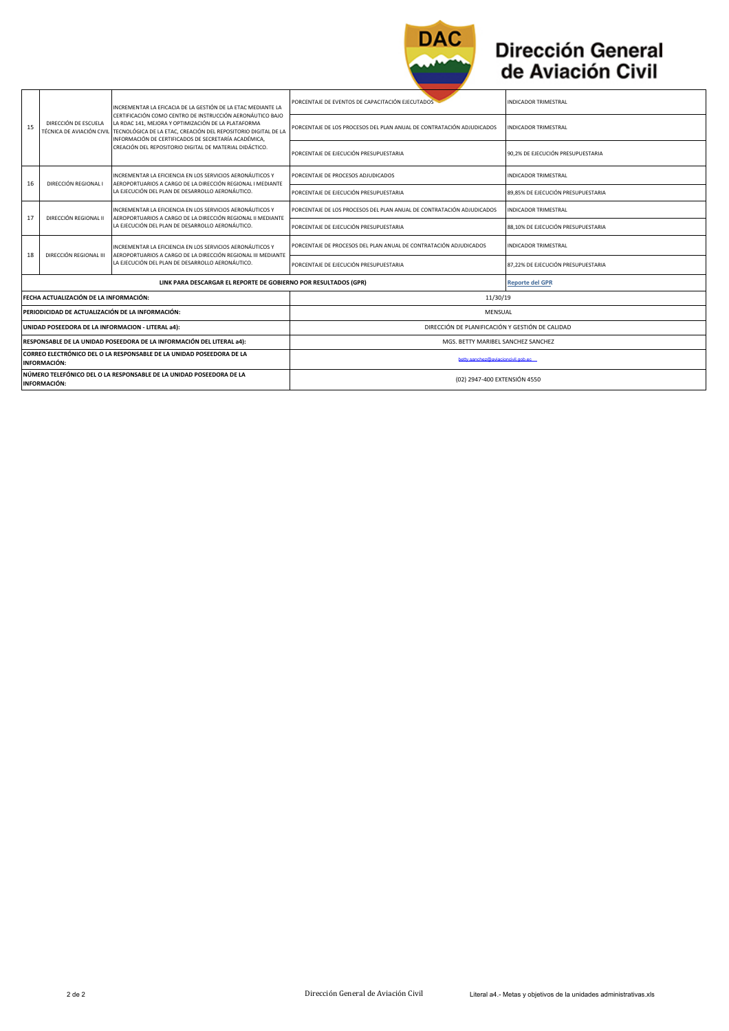# Dirección General de Aviación Civil

| | | | | |
|---|---|---|---|---|
| 15 | DIRECCIÓN DE ESCUELA TÉCNICA DE AVIACIÓN CIVIL | INCREMENTAR LA EFICACIA DE LA GESTIÓN DE LA ETAC MEDIANTE LA CERTIFICACIÓN COMO CENTRO DE INSTRUCCIÓN AERONÁUTICO BAJO LA RDAC 141, MEJORA Y OPTIMIZACIÓN DE LA PLATAFORMA TECNOLÓGICA DE LA ETAC, CREACIÓN DEL REPOSITORIO DIGITAL DE LA INFORMACIÓN DE CERTIFICADOS DE SECRETARÍA ACADÉMICA, CREACIÓN DEL REPOSITORIO DIGITAL DE MATERIAL DIDÁCTICO. | PORCENTAJE DE EVENTOS DE CAPACITACIÓN EJECUTADOS | INDICADOR TRIMESTRAL |
| | | | PORCENTAJE DE LOS PROCESOS DEL PLAN ANUAL DE CONTRATACIÓN ADJUDICADOS | INDICADOR TRIMESTRAL |
| | | | PORCENTAJE DE EJECUCIÓN PRESUPUESTARIA | 90,2% DE EJECUCIÓN PRESUPUESTARIA |
| 16 | DIRECCIÓN REGIONAL I | INCREMENTAR LA EFICIENCIA EN LOS SERVICIOS AERONÁUTICOS Y AEROPORTUARIOS A CARGO DE LA DIRECCIÓN REGIONAL I MEDIANTE LA EJECUCIÓN DEL PLAN DE DESARROLLO AERONÁUTICO. | PORCENTAJE DE PROCESOS ADJUDICADOS | INDICADOR TRIMESTRAL |
| | | | PORCENTAJE DE EJECUCIÓN PRESUPUESTARIA | 89,85% DE EJECUCIÓN PRESUPUESTARIA |
| 17 | DIRECCIÓN REGIONAL II | INCREMENTAR LA EFICIENCIA EN LOS SERVICIOS AERONÁUTICOS Y AEROPORTUARIOS A CARGO DE LA DIRECCIÓN REGIONAL II MEDIANTE LA EJECUCIÓN DEL PLAN DE DESARROLLO AERONÁUTICO. | PORCENTAJE DE LOS PROCESOS DEL PLAN ANUAL DE CONTRATACIÓN ADJUDICADOS | INDICADOR TRIMESTRAL |
| | | | PORCENTAJE DE EJECUCIÓN PRESUPUESTARIA | 88,10% DE EJECUCIÓN PRESUPUESTARIA |
| 18 | DIRECCIÓN REGIONAL III | INCREMENTAR LA EFICIENCIA EN LOS SERVICIOS AERONÁUTICOS Y AEROPORTUARIOS A CARGO DE LA DIRECCIÓN REGIONAL III MEDIANTE LA EJECUCIÓN DEL PLAN DE DESARROLLO AERONÁUTICO. | PORCENTAJE DE PROCESOS DEL PLAN ANUAL DE CONTRATACIÓN ADJUDICADOS | INDICADOR TRIMESTRAL |
| | | | PORCENTAJE DE EJECUCIÓN PRESUPUESTARIA | 87,22% DE EJECUCIÓN PRESUPUESTARIA |
| **LINK PARA DESCARGAR EL REPORTE DE GOBIERNO POR RESULTADOS (GPR)** | | | | **Reporte del GPR** |

| | |
|---|---|
| **FECHA ACTUALIZACIÓN DE LA INFORMACIÓN:** | 11/30/19 |
| **PERIODICIDAD DE ACTUALIZACIÓN DE LA INFORMACIÓN:** | MENSUAL |
| **UNIDAD POSEEDORA DE LA INFORMACION - LITERAL a4):** | DIRECCIÓN DE PLANIFICACIÓN Y GESTIÓN DE CALIDAD |
| **RESPONSABLE DE LA UNIDAD POSEEDORA DE LA INFORMACIÓN DEL LITERAL a4):** | MGS. BETTY MARIBEL SANCHEZ SANCHEZ |
| **CORREO ELECTRÓNICO DEL O LA RESPONSABLE DE LA UNIDAD POSEEDORA DE LA INFORMACIÓN:** | betty.sanchez@aviacioncivil.gob.ec |
| **NÚMERO TELEFÓNICO DEL O LA RESPONSABLE DE LA UNIDAD POSEEDORA DE LA INFORMACIÓN:** | (02) 2947-400 EXTENSIÓN 4550 |